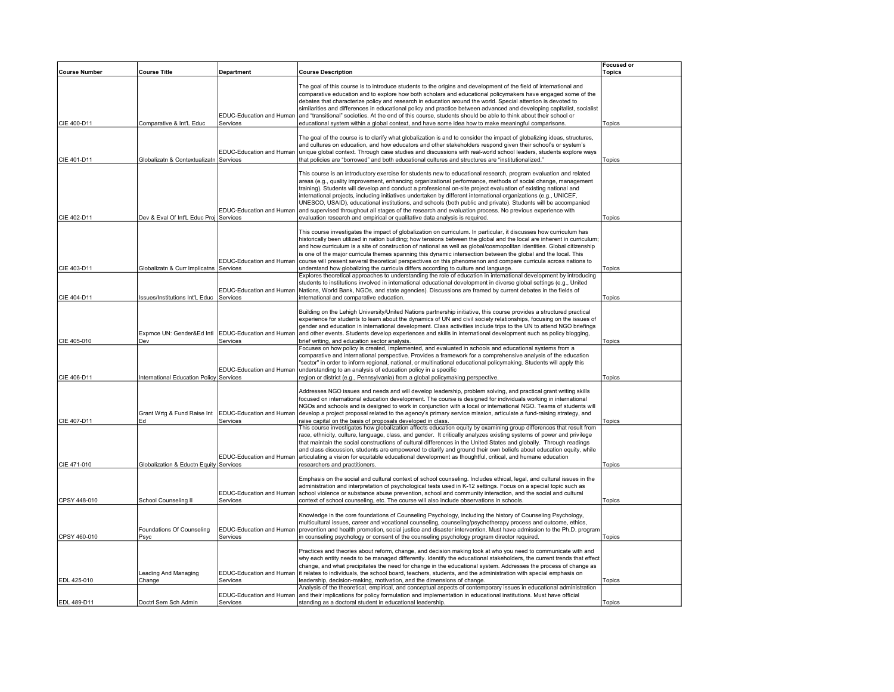| Course Number | Course Title | Department | Course Description | Focused or Topics |
|---|---|---|---|---|
| CIE 400-D11 | Comparative & Int'L Educ | EDUC-Education and Human Services | The goal of this course is to introduce students to the origins and development of the field of international and comparative education and to explore how both scholars and educational policymakers have engaged some of the debates that characterize policy and research in education around the world. Special attention is devoted to similarities and differences in educational policy and practice between advanced and developing capitalist, socialist and "transitional" societies. At the end of this course, students should be able to think about their school or educational system within a global context, and have some idea how to make meaningful comparisons. | Topics |
| CIE 401-D11 | Globalizatn & Contextualizatn | EDUC-Education and Human Services | The goal of the course is to clarify what globalization is and to consider the impact of globalizing ideas, structures, and cultures on education, and how educators and other stakeholders respond given their school's or system's unique global context. Through case studies and discussions with real-world school leaders, students explore ways that policies are "borrowed" and both educational cultures and structures are "institutionalized." | Topics |
| CIE 402-D11 | Dev & Eval Of Int'L Educ Proj | EDUC-Education and Human Services | This course is an introductory exercise for students new to educational research, program evaluation and related areas (e.g., quality improvement, enhancing organizational performance, methods of social change, management training). Students will develop and conduct a professional on-site project evaluation of existing national and international projects, including initiatives undertaken by different international organizations (e.g., UNICEF, UNESCO, USAID), educational institutions, and schools (both public and private). Students will be accompanied and supervised throughout all stages of the research and evaluation process. No previous experience with evaluation research and empirical or qualitative data analysis is required. | Topics |
| CIE 403-D11 | Globalizatn & Curr Implicatns | EDUC-Education and Human Services | This course investigates the impact of globalization on curriculum. In particular, it discusses how curriculum has historically been utilized in nation building; how tensions between the global and the local are inherent in curriculum; and how curriculum is a site of construction of national as well as global/cosmopolitan identities. Global citizenship is one of the major curricula themes spanning this dynamic intersection between the global and the local. This course will present several theoretical perspectives on this phenomenon and compare curricula across nations to understand how globalizing the curricula differs according to culture and language. | Topics |
| CIE 404-D11 | Issues/Institutions Int'L Educ | EDUC-Education and Human Services | Explores theoretical approaches to understanding the role of education in international development by introducing students to institutions involved in international educational development in diverse global settings (e.g., United Nations, World Bank, NGOs, and state agencies). Discussions are framed by current debates in the fields of international and comparative education. | Topics |
| CIE 405-010 | Exprnce UN: Gender&Ed Intl Dev | EDUC-Education and Human Services | Building on the Lehigh University/United Nations partnership initiative, this course provides a structured practical experience for students to learn about the dynamics of UN and civil society relationships, focusing on the issues of gender and education in international development. Class activities include trips to the UN to attend NGO briefings and other events. Students develop experiences and skills in international development such as policy blogging, brief writing, and education sector analysis. | Topics |
| CIE 406-D11 | International Education Policy | EDUC-Education and Human Services | Focuses on how policy is created, implemented, and evaluated in schools and educational systems from a comparative and international perspective. Provides a framework for a comprehensive analysis of the education "sector" in order to inform regional, national, or multinational educational policymaking. Students will apply this understanding to an analysis of education policy in a specific region or district (e.g., Pennsylvania) from a global policymaking perspective. | Topics |
| CIE 407-D11 | Grant Wrtg & Fund Raise Int Ed | EDUC-Education and Human Services | Addresses NGO issues and needs and will develop leadership, problem solving, and practical grant writing skills focused on international education development. The course is designed for individuals working in international NGOs and schools and is designed to work in conjunction with a local or international NGO. Teams of students will develop a project proposal related to the agency's primary service mission, articulate a fund-raising strategy, and raise capital on the basis of proposals developed in class. | Topics |
| CIE 471-010 | Globalization & Eductn Equity | EDUC-Education and Human Services | This course investigates how globalization affects education equity by examining group differences that result from race, ethnicity, culture, language, class, and gender. It critically analyzes existing systems of power and privilege that maintain the social constructions of cultural differences in the United States and globally. Through readings and class discussion, students are empowered to clarify and ground their own beliefs about education equity, while articulating a vision for equitable educational development as thoughtful, critical, and humane education researchers and practitioners. | Topics |
| CPSY 448-010 | School Counseling II | EDUC-Education and Human Services | Emphasis on the social and cultural context of school counseling. Includes ethical, legal, and cultural issues in the administration and interpretation of psychological tests used in K-12 settings. Focus on a special topic such as school violence or substance abuse prevention, school and community interaction, and the social and cultural context of school counseling, etc. The course will also include observations in schools. | Topics |
| CPSY 460-010 | Foundations Of Counseling Psyc | EDUC-Education and Human Services | Knowledge in the core foundations of Counseling Psychology, including the history of Counseling Psychology, multicultural issues, career and vocational counseling, counseling/psychotherapy process and outcome, ethics, prevention and health promotion, social justice and disaster intervention. Must have admission to the Ph.D. program in counseling psychology or consent of the counseling psychology program director required. | Topics |
| EDL 425-010 | Leading And Managing Change | EDUC-Education and Human Services | Practices and theories about reform, change, and decision making look at who you need to communicate with and why each entity needs to be managed differently. Identify the educational stakeholders, the current trends that effect change, and what precipitates the need for change in the educational system. Addresses the process of change as it relates to individuals, the school board, teachers, students, and the administration with special emphasis on leadership, decision-making, motivation, and the dimensions of change. | Topics |
| EDL 489-D11 | Doctrl Sem Sch Admin | EDUC-Education and Human Services | Analysis of the theoretical, empirical, and conceptual aspects of contemporary issues in educational administration and their implications for policy formulation and implementation in educational institutions. Must have official standing as a doctoral student in educational leadership. | Topics |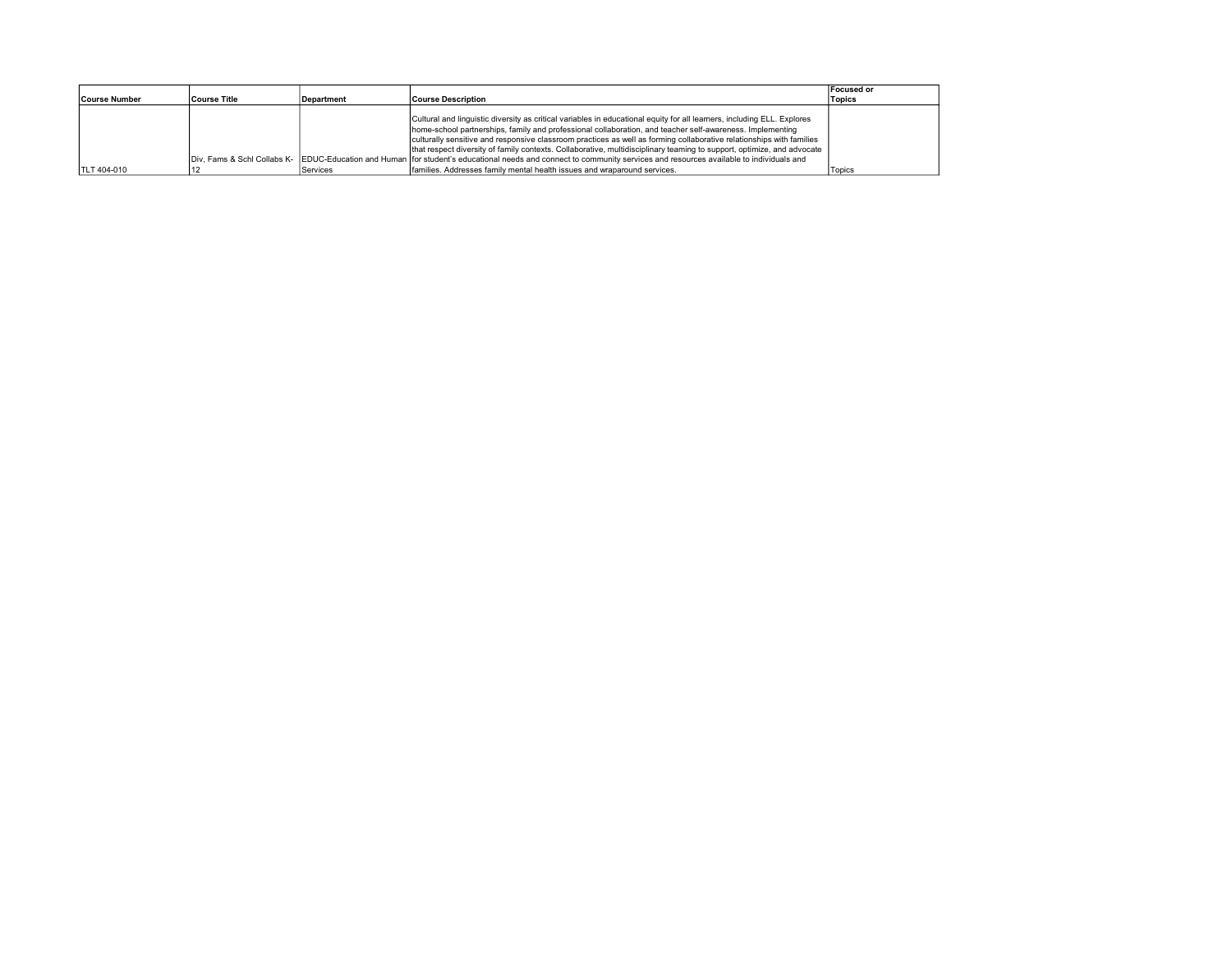| Course Number | Course Title | Department | Course Description | Focused or Topics |
| --- | --- | --- | --- | --- |
| TLT 404-010 | Div, Fams & Schl Collabs K-12 | EDUC-Education and Human Services | Cultural and linguistic diversity as critical variables in educational equity for all learners, including ELL. Explores home-school partnerships, family and professional collaboration, and teacher self-awareness. Implementing culturally sensitive and responsive classroom practices as well as forming collaborative relationships with families that respect diversity of family contexts. Collaborative, multidisciplinary teaming to support, optimize, and advocate for student's educational needs and connect to community services and resources available to individuals and families. Addresses family mental health issues and wraparound services. | Topics |